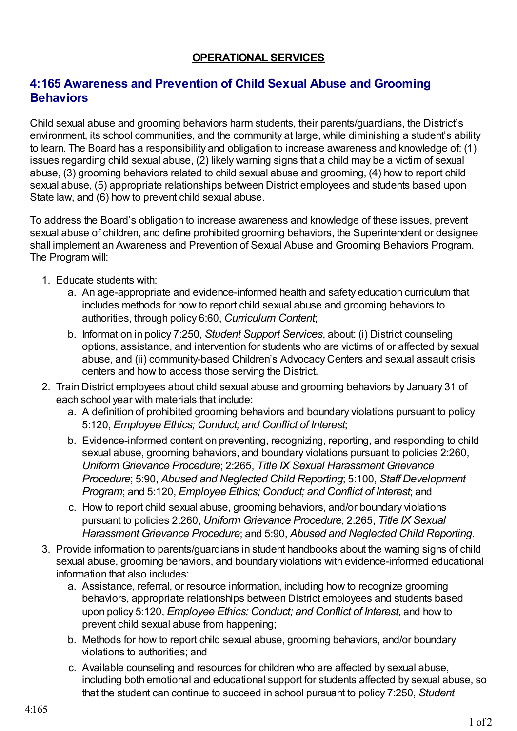## OPERATIONAL SERVICES

## 4:165 Awareness and Prevention of Child Sexual Abuse and Grooming Behaviors

Child sexual abuse and grooming behaviors harm students, their parents/guardians, the District's environment, its school communities, and the community at large, while diminishing a student's ability to learn. The Board has a responsibility and obligation to increase awareness and knowledge of: (1) issues regarding child sexual abuse, (2) likely warning signs that a child may be a victim of sexual abuse, (3) grooming behaviors related to child sexual abuse and grooming, (4) how to report child sexual abuse, (5) appropriate relationships between District employees and students based upon State law, and (6) how to prevent child sexual abuse.

To address the Board's obligation to increase awareness and knowledge of these issues, prevent sexual abuse of children, and define prohibited grooming behaviors, the Superintendent or designee shall implement an Awareness and Prevention of Sexual Abuse and Grooming Behaviors Program. The Program will:

1. Educate students with:
   a. An age-appropriate and evidence-informed health and safety education curriculum that includes methods for how to report child sexual abuse and grooming behaviors to authorities, through policy 6:60, *Curriculum Content*;
   b. Information in policy 7:250, *Student Support Services*, about: (i) District counseling options, assistance, and intervention for students who are victims of or affected by sexual abuse, and (ii) community-based Children's Advocacy Centers and sexual assault crisis centers and how to access those serving the District.
2. Train District employees about child sexual abuse and grooming behaviors by January 31 of each school year with materials that include:
   a. A definition of prohibited grooming behaviors and boundary violations pursuant to policy 5:120, *Employee Ethics; Conduct; and Conflict of Interest*;
   b. Evidence-informed content on preventing, recognizing, reporting, and responding to child sexual abuse, grooming behaviors, and boundary violations pursuant to policies 2:260, *Uniform Grievance Procedure*; 2:265, *Title IX Sexual Harassment Grievance Procedure*; 5:90, *Abused and Neglected Child Reporting*; 5:100, *Staff Development Program*; and 5:120, *Employee Ethics; Conduct; and Conflict of Interest*; and
   c. How to report child sexual abuse, grooming behaviors, and/or boundary violations pursuant to policies 2:260, *Uniform Grievance Procedure*; 2:265, *Title IX Sexual Harassment Grievance Procedure*; and 5:90, *Abused and Neglected Child Reporting*.
3. Provide information to parents/guardians in student handbooks about the warning signs of child sexual abuse, grooming behaviors, and boundary violations with evidence-informed educational information that also includes:
   a. Assistance, referral, or resource information, including how to recognize grooming behaviors, appropriate relationships between District employees and students based upon policy 5:120, *Employee Ethics; Conduct; and Conflict of Interest*, and how to prevent child sexual abuse from happening;
   b. Methods for how to report child sexual abuse, grooming behaviors, and/or boundary violations to authorities; and
   c. Available counseling and resources for children who are affected by sexual abuse, including both emotional and educational support for students affected by sexual abuse, so that the student can continue to succeed in school pursuant to policy 7:250, *Student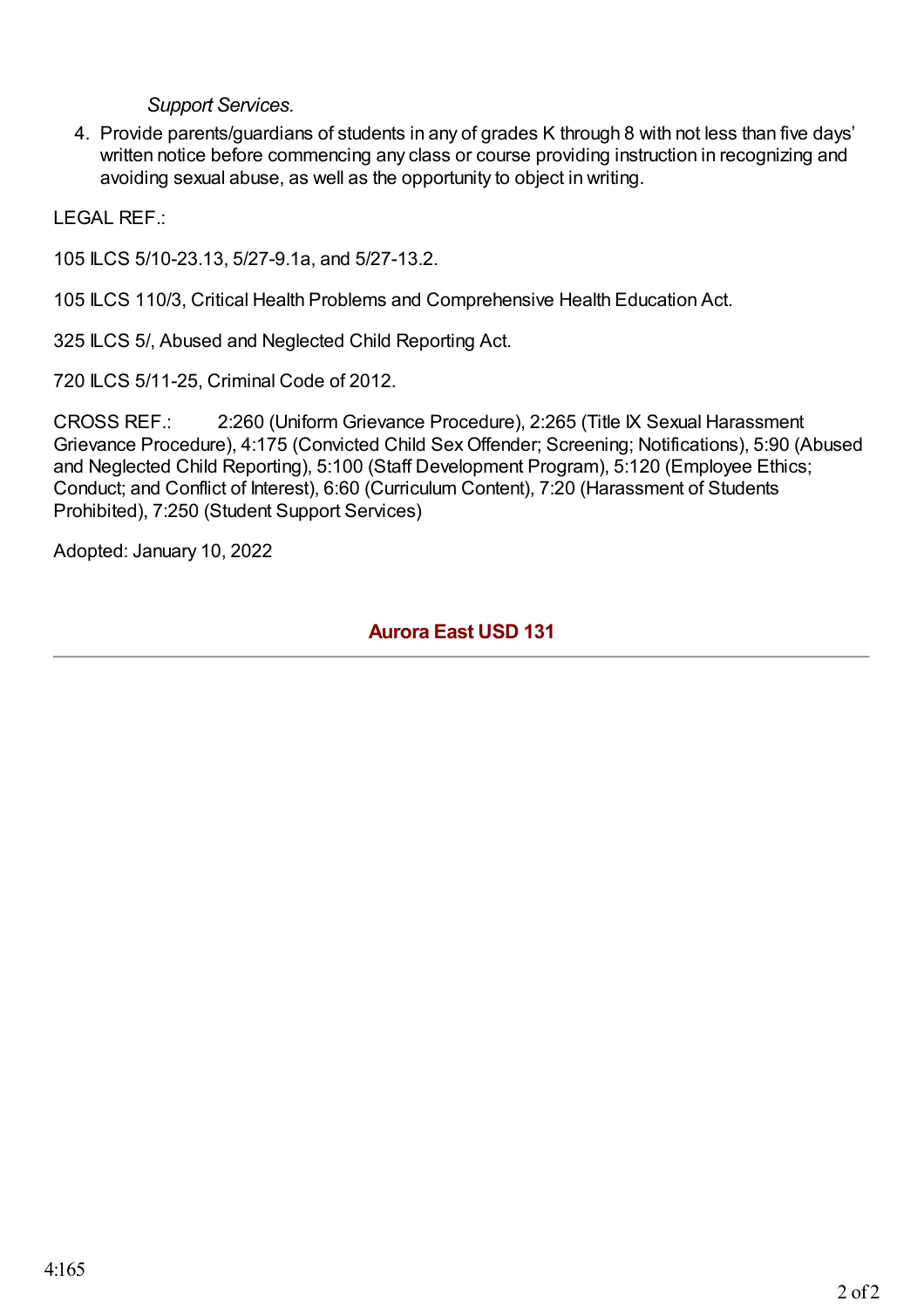*Support Services*.

4. Provide parents/guardians of students in any of grades K through 8 with not less than five days' written notice before commencing any class or course providing instruction in recognizing and avoiding sexual abuse, as well as the opportunity to object in writing.

LEGAL REF.:

105 ILCS 5/10-23.13, 5/27-9.1a, and 5/27-13.2.

105 ILCS 110/3, Critical Health Problems and Comprehensive Health Education Act.

325 ILCS 5/, Abused and Neglected Child Reporting Act.

720 ILCS 5/11-25, Criminal Code of 2012.

CROSS REF.: 2:260 (Uniform Grievance Procedure), 2:265 (Title IX Sexual Harassment Grievance Procedure), 4:175 (Convicted Child Sex Offender; Screening; Notifications), 5:90 (Abused and Neglected Child Reporting), 5:100 (Staff Development Program), 5:120 (Employee Ethics; Conduct; and Conflict of Interest), 6:60 (Curriculum Content), 7:20 (Harassment of Students Prohibited), 7:250 (Student Support Services)

Adopted: January 10, 2022